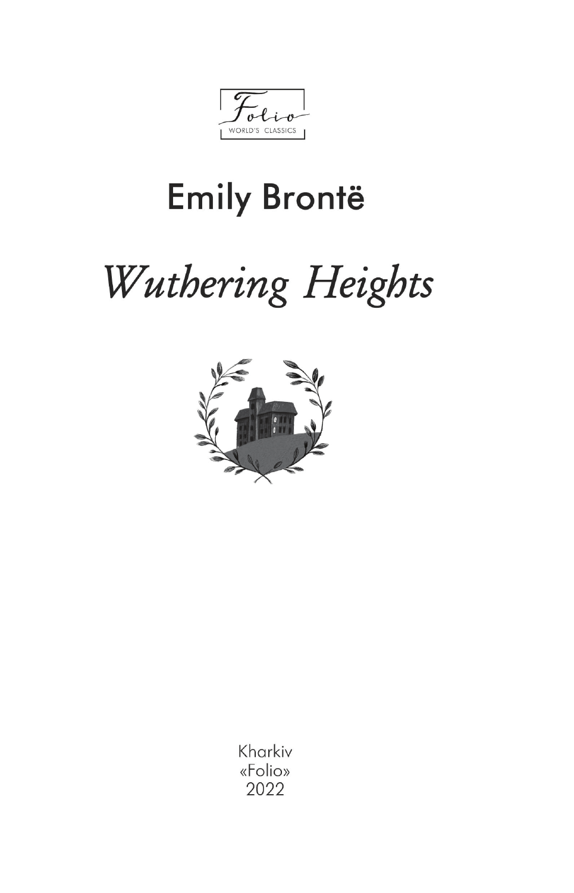Folio
WORLD'S CLASSICS

## Emily Brontë

# *Wuthering Heights*

Kharkiv
«Folio»
2022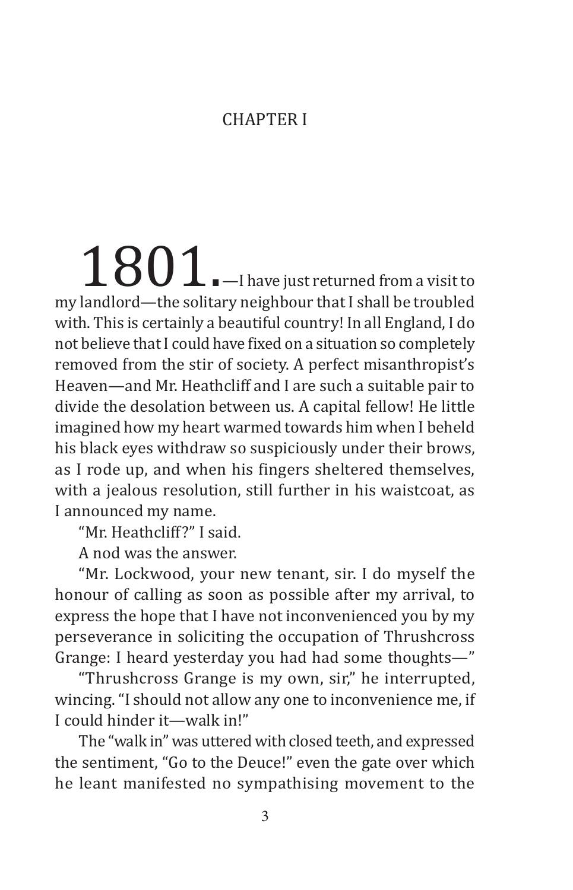# CHAPTER I

1801.—I have just returned from a visit to my landlord—the solitary neighbour that I shall be troubled with. This is certainly a beautiful country! In all England, I do not believe that I could have fixed on a situation so completely removed from the stir of society. A perfect misanthropist's Heaven—and Mr. Heathcliff and I are such a suitable pair to divide the desolation between us. A capital fellow! He little imagined how my heart warmed towards him when I beheld his black eyes withdraw so suspiciously under their brows, as I rode up, and when his fingers sheltered themselves, with a jealous resolution, still further in his waistcoat, as I announced my name.

"Mr. Heathcliff?" I said.

A nod was the answer.

"Mr. Lockwood, your new tenant, sir. I do myself the honour of calling as soon as possible after my arrival, to express the hope that I have not inconvenienced you by my perseverance in soliciting the occupation of Thrushcross Grange: I heard yesterday you had had some thoughts—"

"Thrushcross Grange is my own, sir," he interrupted, wincing. "I should not allow any one to inconvenience me, if I could hinder it—walk in!"

The "walk in" was uttered with closed teeth, and expressed the sentiment, "Go to the Deuce!" even the gate over which he leant manifested no sympathising movement to the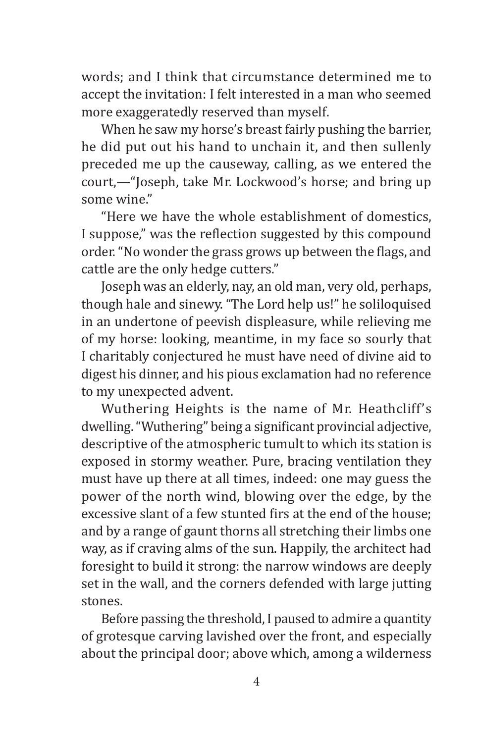words; and I think that circumstance determined me to accept the invitation: I felt interested in a man who seemed more exaggeratedly reserved than myself.

When he saw my horse's breast fairly pushing the barrier, he did put out his hand to unchain it, and then sullenly preceded me up the causeway, calling, as we entered the court,—"Joseph, take Mr. Lockwood's horse; and bring up some wine."

"Here we have the whole establishment of domestics, I suppose," was the reflection suggested by this compound order. "No wonder the grass grows up between the flags, and cattle are the only hedge cutters."

Joseph was an elderly, nay, an old man, very old, perhaps, though hale and sinewy. "The Lord help us!" he soliloquised in an undertone of peevish displeasure, while relieving me of my horse: looking, meantime, in my face so sourly that I charitably conjectured he must have need of divine aid to digest his dinner, and his pious exclamation had no reference to my unexpected advent.

Wuthering Heights is the name of Mr. Heathcliff's dwelling. "Wuthering" being a significant provincial adjective, descriptive of the atmospheric tumult to which its station is exposed in stormy weather. Pure, bracing ventilation they must have up there at all times, indeed: one may guess the power of the north wind, blowing over the edge, by the excessive slant of a few stunted firs at the end of the house; and by a range of gaunt thorns all stretching their limbs one way, as if craving alms of the sun. Happily, the architect had foresight to build it strong: the narrow windows are deeply set in the wall, and the corners defended with large jutting stones.

Before passing the threshold, I paused to admire a quantity of grotesque carving lavished over the front, and especially about the principal door; above which, among a wilderness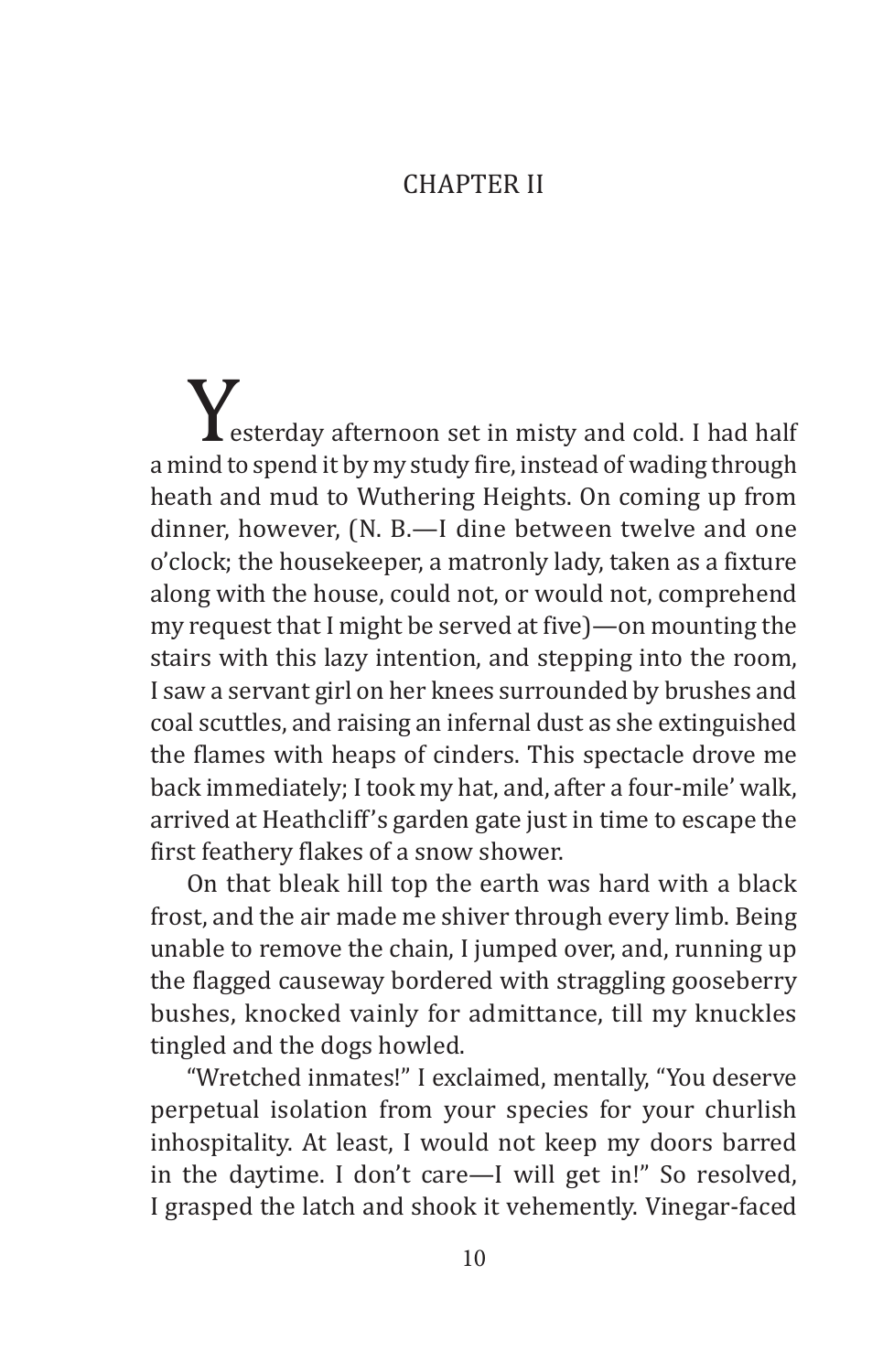## CHAPTER II

Yesterday afternoon set in misty and cold. I had half a mind to spend it by my study fire, instead of wading through heath and mud to Wuthering Heights. On coming up from dinner, however, (N. B.—I dine between twelve and one o'clock; the housekeeper, a matronly lady, taken as a fixture along with the house, could not, or would not, comprehend my request that I might be served at five)—on mounting the stairs with this lazy intention, and stepping into the room, I saw a servant girl on her knees surrounded by brushes and coal scuttles, and raising an infernal dust as she extinguished the flames with heaps of cinders. This spectacle drove me back immediately; I took my hat, and, after a four-mile' walk, arrived at Heathcliff's garden gate just in time to escape the first feathery flakes of a snow shower.

On that bleak hill top the earth was hard with a black frost, and the air made me shiver through every limb. Being unable to remove the chain, I jumped over, and, running up the flagged causeway bordered with straggling gooseberry bushes, knocked vainly for admittance, till my knuckles tingled and the dogs howled.

"Wretched inmates!" I exclaimed, mentally, "You deserve perpetual isolation from your species for your churlish inhospitality. At least, I would not keep my doors barred in the daytime. I don't care—I will get in!" So resolved, I grasped the latch and shook it vehemently. Vinegar-faced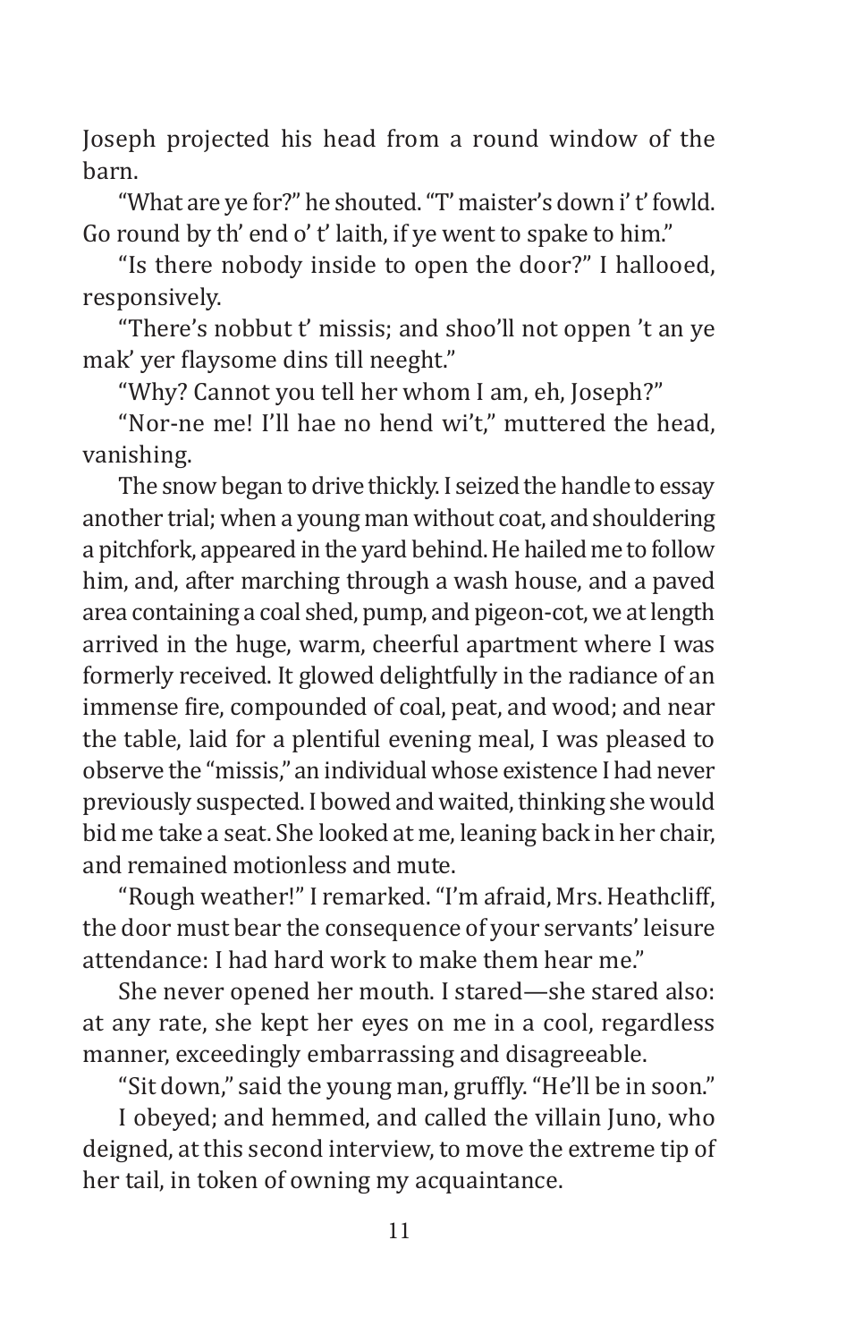Joseph projected his head from a round window of the barn.

"What are ye for?" he shouted. "T' maister's down i' t' fowld. Go round by th' end o' t' laith, if ye went to spake to him."

"Is there nobody inside to open the door?" I hallooed, responsively.

"There's nobbut t' missis; and shoo'll not oppen 't an ye mak' yer flaysome dins till neeght."

"Why? Cannot you tell her whom I am, eh, Joseph?"

"Nor-ne me! I'll hae no hend wi't," muttered the head, vanishing.

The snow began to drive thickly. I seized the handle to essay another trial; when a young man without coat, and shouldering a pitchfork, appeared in the yard behind. He hailed me to follow him, and, after marching through a wash house, and a paved area containing a coal shed, pump, and pigeon-cot, we at length arrived in the huge, warm, cheerful apartment where I was formerly received. It glowed delightfully in the radiance of an immense fire, compounded of coal, peat, and wood; and near the table, laid for a plentiful evening meal, I was pleased to observe the "missis," an individual whose existence I had never previously suspected. I bowed and waited, thinking she would bid me take a seat. She looked at me, leaning back in her chair, and remained motionless and mute.

"Rough weather!" I remarked. "I'm afraid, Mrs. Heathcliff, the door must bear the consequence of your servants' leisure attendance: I had hard work to make them hear me."

She never opened her mouth. I stared—she stared also: at any rate, she kept her eyes on me in a cool, regardless manner, exceedingly embarrassing and disagreeable.

"Sit down," said the young man, gruffly. "He'll be in soon."

I obeyed; and hemmed, and called the villain Juno, who deigned, at this second interview, to move the extreme tip of her tail, in token of owning my acquaintance.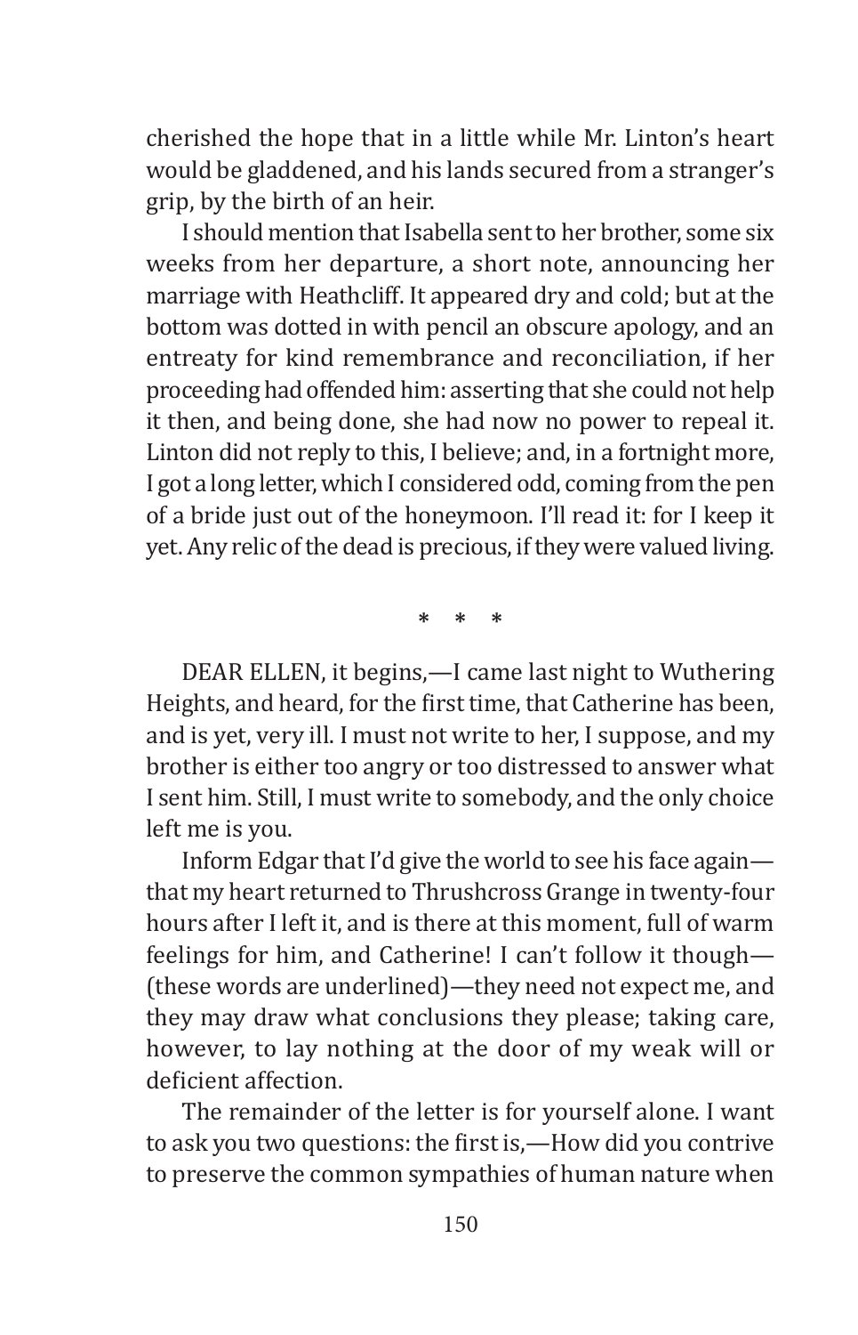cherished the hope that in a little while Mr. Linton's heart would be gladdened, and his lands secured from a stranger's grip, by the birth of an heir.

I should mention that Isabella sent to her brother, some six weeks from her departure, a short note, announcing her marriage with Heathcliff. It appeared dry and cold; but at the bottom was dotted in with pencil an obscure apology, and an entreaty for kind remembrance and reconciliation, if her proceeding had offended him: asserting that she could not help it then, and being done, she had now no power to repeal it. Linton did not reply to this, I believe; and, in a fortnight more, I got a long letter, which I considered odd, coming from the pen of a bride just out of the honeymoon. I'll read it: for I keep it yet. Any relic of the dead is precious, if they were valued living.

\* \* \*

DEAR ELLEN, it begins,—I came last night to Wuthering Heights, and heard, for the first time, that Catherine has been, and is yet, very ill. I must not write to her, I suppose, and my brother is either too angry or too distressed to answer what I sent him. Still, I must write to somebody, and the only choice left me is you.

Inform Edgar that I'd give the world to see his face again—that my heart returned to Thrushcross Grange in twenty-four hours after I left it, and is there at this moment, full of warm feelings for him, and Catherine! I can't follow it though—(these words are underlined)—they need not expect me, and they may draw what conclusions they please; taking care, however, to lay nothing at the door of my weak will or deficient affection.

The remainder of the letter is for yourself alone. I want to ask you two questions: the first is,—How did you contrive to preserve the common sympathies of human nature when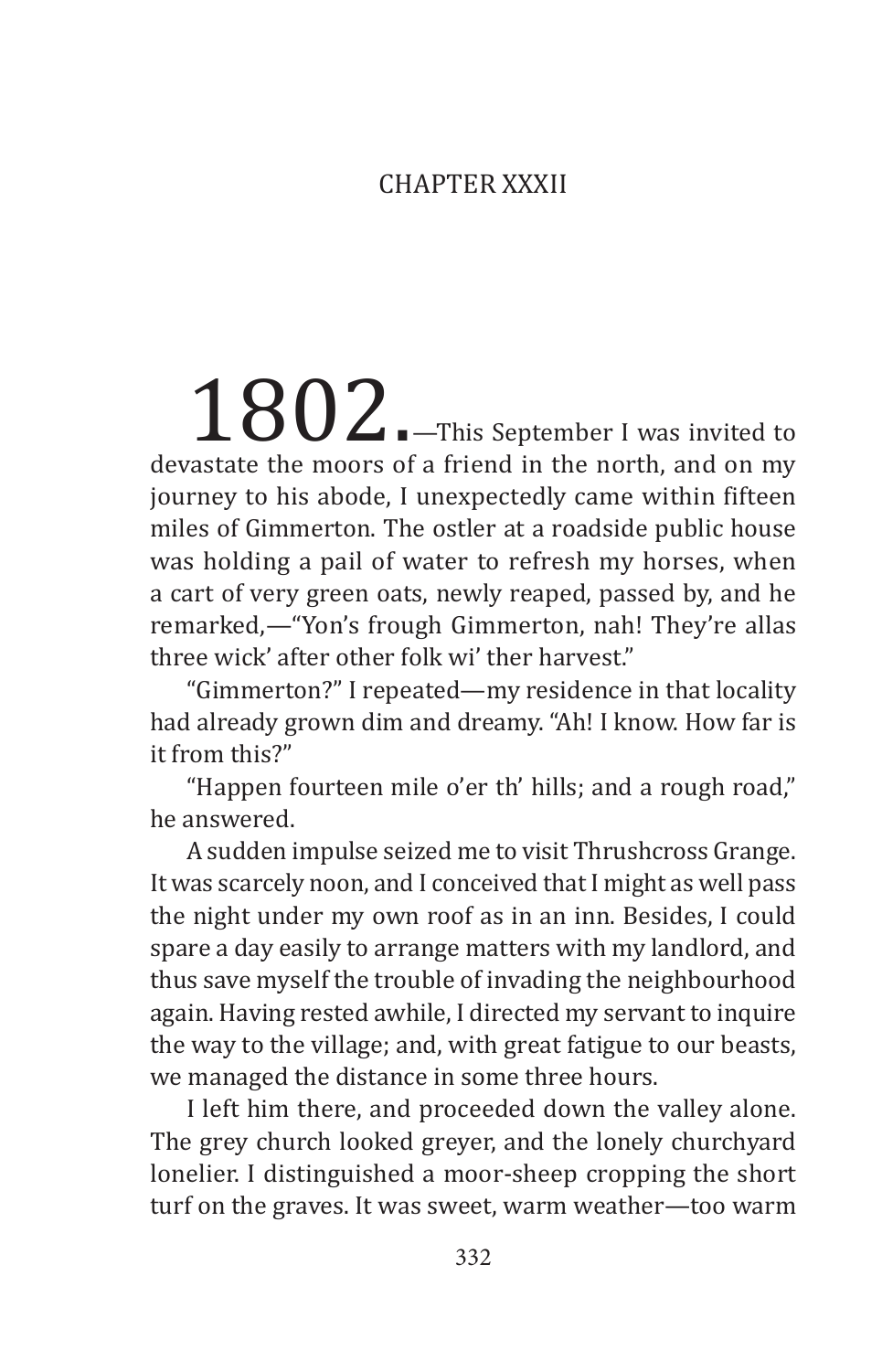## CHAPTER XXXII

1802.—This September I was invited to devastate the moors of a friend in the north, and on my journey to his abode, I unexpectedly came within fifteen miles of Gimmerton. The ostler at a roadside public house was holding a pail of water to refresh my horses, when a cart of very green oats, newly reaped, passed by, and he remarked,—"Yon's frough Gimmerton, nah! They're allas three wick' after other folk wi' ther harvest."

"Gimmerton?" I repeated—my residence in that locality had already grown dim and dreamy. "Ah! I know. How far is it from this?"

"Happen fourteen mile o'er th' hills; and a rough road," he answered.

A sudden impulse seized me to visit Thrushcross Grange. It was scarcely noon, and I conceived that I might as well pass the night under my own roof as in an inn. Besides, I could spare a day easily to arrange matters with my landlord, and thus save myself the trouble of invading the neighbourhood again. Having rested awhile, I directed my servant to inquire the way to the village; and, with great fatigue to our beasts, we managed the distance in some three hours.

I left him there, and proceeded down the valley alone. The grey church looked greyer, and the lonely churchyard lonelier. I distinguished a moor-sheep cropping the short turf on the graves. It was sweet, warm weather—too warm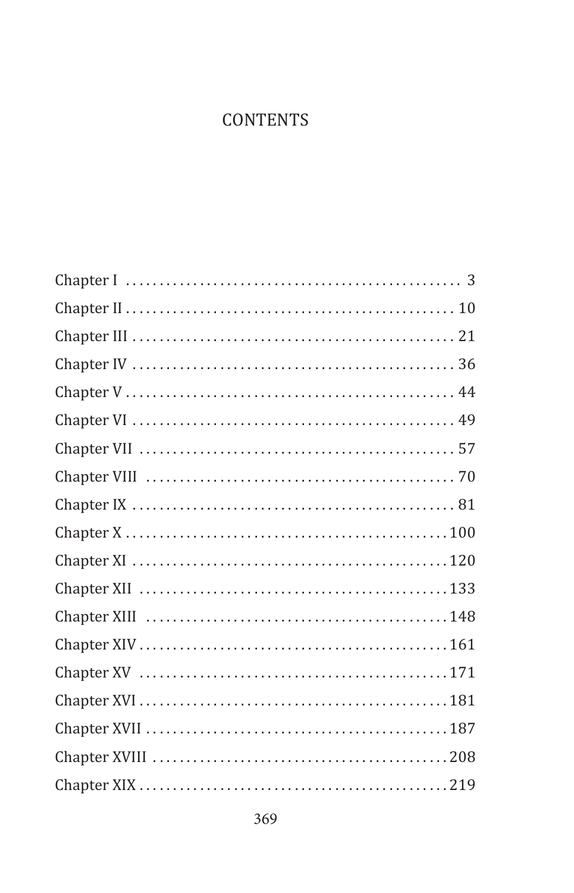# CONTENTS

| | |
|---|---|
| Chapter I | 3 |
| Chapter II | 10 |
| Chapter III | 21 |
| Chapter IV | 36 |
| Chapter V | 44 |
| Chapter VI | 49 |
| Chapter VII | 57 |
| Chapter VIII | 70 |
| Chapter IX | 81 |
| Chapter X | 100 |
| Chapter XI | 120 |
| Chapter XII | 133 |
| Chapter XIII | 148 |
| Chapter XIV | 161 |
| Chapter XV | 171 |
| Chapter XVI | 181 |
| Chapter XVII | 187 |
| Chapter XVIII | 208 |
| Chapter XIX | 219 |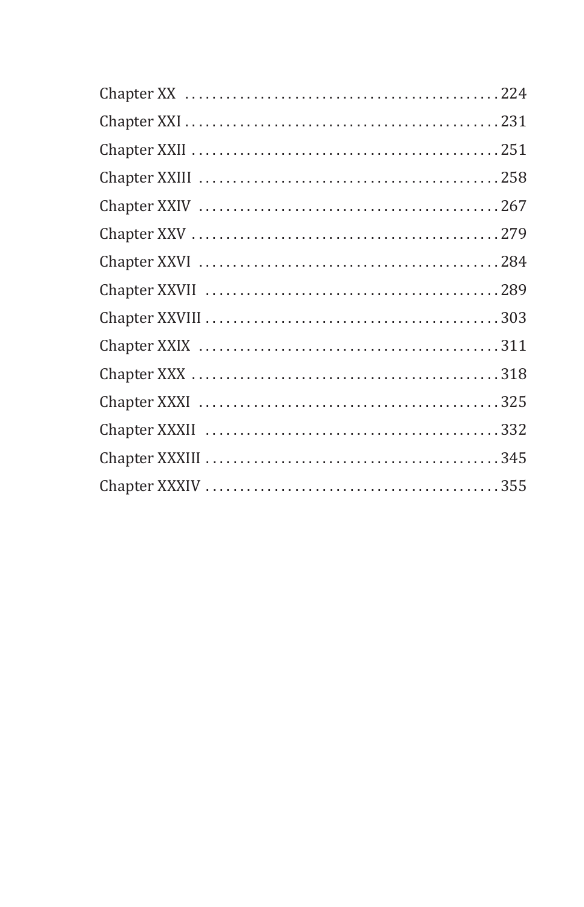Chapter XX .............................................224

Chapter XXI .............................................231

Chapter XXII .............................................251

Chapter XXIII .............................................258

Chapter XXIV .............................................267

Chapter XXV .............................................279

Chapter XXVI .............................................284

Chapter XXVII .............................................289

Chapter XXVIII .............................................303

Chapter XXIX .............................................311

Chapter XXX .............................................318

Chapter XXXI .............................................325

Chapter XXXII .............................................332

Chapter XXXIII .............................................345

Chapter XXXIV .............................................355